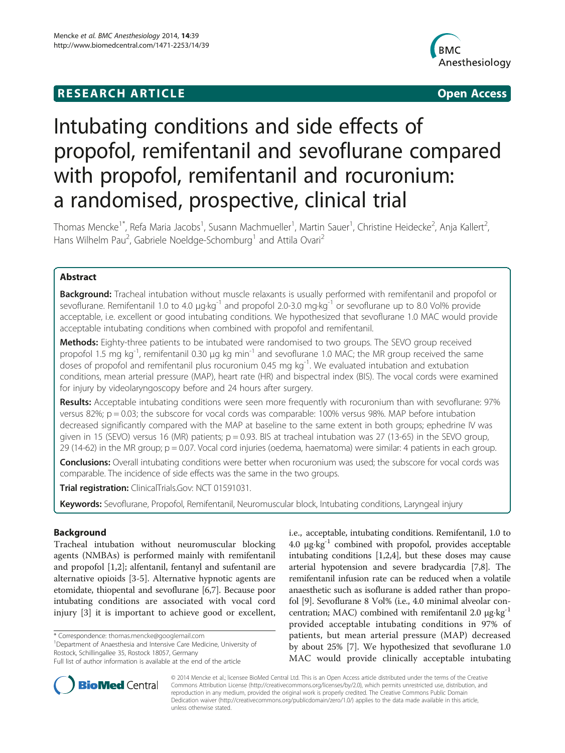**RESEARCH ARTICLE** **Open Access**

# Intubating conditions and side effects of propofol, remifentanil and sevoflurane compared with propofol, remifentanil and rocuronium: a randomised, prospective, clinical trial

Thomas Mencke[1*], Refa Maria Jacobs[1], Susann Machmueller[1], Martin Sauer[1], Christine Heidecke[2], Anja Kallert[2], Hans Wilhelm Pau[2], Gabriele Noeldge-Schomburg[1] and Attila Ovari[2]

## Abstract

**Background:** Tracheal intubation without muscle relaxants is usually performed with remifentanil and propofol or sevoflurane. Remifentanil 1.0 to 4.0 $\mu g \cdot kg^{-1}$ and propofol 2.0-3.0 $mg \cdot kg^{-1}$ or sevoflurane up to 8.0 Vol% provide acceptable, i.e. excellent or good intubating conditions. We hypothesized that sevoflurane 1.0 MAC would provide acceptable intubating conditions when combined with propofol and remifentanil.

**Methods:** Eighty-three patients to be intubated were randomised to two groups. The SEVO group received propofol 1.5 mg $kg^{-1}$, remifentanil 0.30 µg kg $min^{-1}$ and sevoflurane 1.0 MAC; the MR group received the same doses of propofol and remifentanil plus rocuronium 0.45 mg $kg^{-1}$. We evaluated intubation and extubation conditions, mean arterial pressure (MAP), heart rate (HR) and bispectral index (BIS). The vocal cords were examined for injury by videolaryngoscopy before and 24 hours after surgery.

**Results:** Acceptable intubating conditions were seen more frequently with rocuronium than with sevoflurane: 97% versus 82%; $p = 0.03$; the subscore for vocal cords was comparable: 100% versus 98%. MAP before intubation decreased significantly compared with the MAP at baseline to the same extent in both groups; ephedrine IV was given in 15 (SEVO) versus 16 (MR) patients; $p = 0.93$. BIS at tracheal intubation was 27 (13-65) in the SEVO group, 29 (14-62) in the MR group; $p = 0.07$. Vocal cord injuries (oedema, haematoma) were similar: 4 patients in each group.

**Conclusions:** Overall intubating conditions were better when rocuronium was used; the subscore for vocal cords was comparable. The incidence of side effects was the same in the two groups.

**Trial registration:** ClinicalTrials.Gov: NCT 01591031.

**Keywords:** Sevoflurane, Propofol, Remifentanil, Neuromuscular block, Intubating conditions, Laryngeal injury

## Background

Tracheal intubation without neuromuscular blocking agents (NMBAs) is performed mainly with remifentanil and propofol [1,2]; alfentanil, fentanyl and sufentanil are alternative opioids [3-5]. Alternative hypnotic agents are etomidate, thiopental and sevoflurane [6,7]. Because poor intubating conditions are associated with vocal cord injury [3] it is important to achieve good or excellent, i.e., acceptable, intubating conditions. Remifentanil, 1.0 to 4.0 $\mu g \cdot kg^{-1}$ combined with propofol, provides acceptable intubating conditions [1,2,4], but these doses may cause arterial hypotension and severe bradycardia [7,8]. The remifentanil infusion rate can be reduced when a volatile anaesthetic such as isoflurane is added rather than propofol [9]. Sevoflurane 8 Vol% (i.e., 4.0 minimal alveolar concentration; MAC) combined with remifentanil 2.0 $\mu g \cdot kg^{-1}$ provided acceptable intubating conditions in 97% of patients, but mean arterial pressure (MAP) decreased by about 25% [7]. We hypothesized that sevoflurane 1.0 MAC would provide clinically acceptable intubating

\* Correspondence: thomas.mencke@googlemail.com
[1]Department of Anaesthesia and Intensive Care Medicine, University of Rostock, Schillingallee 35, Rostock 18057, Germany
Full list of author information is available at the end of the article

© 2014 Mencke et al.; licensee BioMed Central Ltd. This is an Open Access article distributed under the terms of the Creative Commons Attribution License (http://creativecommons.org/licenses/by/2.0), which permits unrestricted use, distribution, and reproduction in any medium, provided the original work is properly credited. The Creative Commons Public Domain Dedication waiver (http://creativecommons.org/publicdomain/zero/1.0/) applies to the data made available in this article, unless otherwise stated.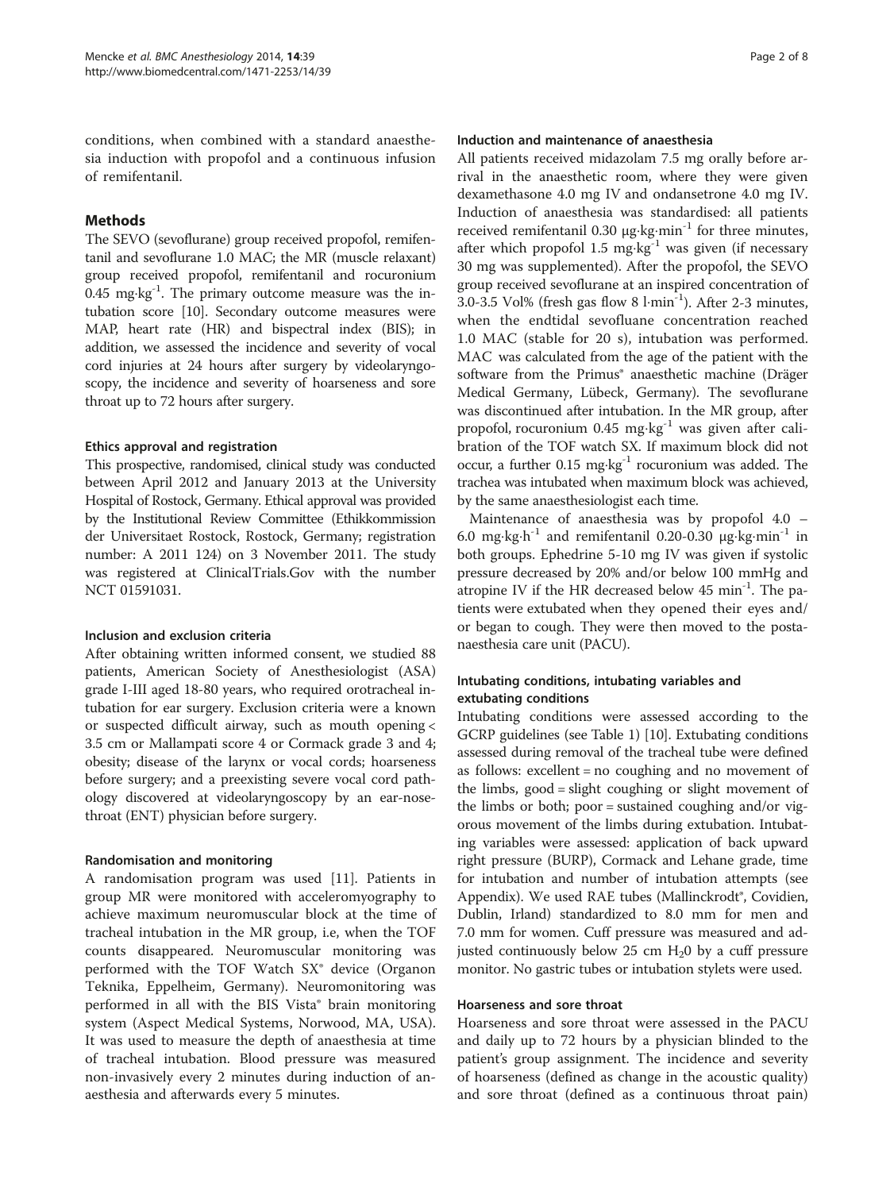conditions, when combined with a standard anaesthesia induction with propofol and a continuous infusion of remifentanil.

## Methods

The SEVO (sevoflurane) group received propofol, remifentanil and sevoflurane 1.0 MAC; the MR (muscle relaxant) group received propofol, remifentanil and rocuronium 0.45 mg·kg$^{-1}$. The primary outcome measure was the intubation score [10]. Secondary outcome measures were MAP, heart rate (HR) and bispectral index (BIS); in addition, we assessed the incidence and severity of vocal cord injuries at 24 hours after surgery by videolaryngoscopy, the incidence and severity of hoarseness and sore throat up to 72 hours after surgery.

### Ethics approval and registration

This prospective, randomised, clinical study was conducted between April 2012 and January 2013 at the University Hospital of Rostock, Germany. Ethical approval was provided by the Institutional Review Committee (Ethikkommission der Universitaet Rostock, Rostock, Germany; registration number: A 2011 124) on 3 November 2011. The study was registered at ClinicalTrials.Gov with the number NCT 01591031.

### Inclusion and exclusion criteria

After obtaining written informed consent, we studied 88 patients, American Society of Anesthesiologist (ASA) grade I-III aged 18-80 years, who required orotracheal intubation for ear surgery. Exclusion criteria were a known or suspected difficult airway, such as mouth opening < 3.5 cm or Mallampati score 4 or Cormack grade 3 and 4; obesity; disease of the larynx or vocal cords; hoarseness before surgery; and a preexisting severe vocal cord pathology discovered at videolaryngoscopy by an ear-nose-throat (ENT) physician before surgery.

### Randomisation and monitoring

A randomisation program was used [11]. Patients in group MR were monitored with acceleromyography to achieve maximum neuromuscular block at the time of tracheal intubation in the MR group, i.e, when the TOF counts disappeared. Neuromuscular monitoring was performed with the TOF Watch SX® device (Organon Teknika, Eppelheim, Germany). Neuromonitoring was performed in all with the BIS Vista® brain monitoring system (Aspect Medical Systems, Norwood, MA, USA). It was used to measure the depth of anaesthesia at time of tracheal intubation. Blood pressure was measured non-invasively every 2 minutes during induction of anaesthesia and afterwards every 5 minutes.

### Induction and maintenance of anaesthesia

All patients received midazolam 7.5 mg orally before arrival in the anaesthetic room, where they were given dexamethasone 4.0 mg IV and ondansetrone 4.0 mg IV. Induction of anaesthesia was standardised: all patients received remifentanil 0.30 µg·kg·min$^{-1}$ for three minutes, after which propofol 1.5 mg·kg$^{-1}$ was given (if necessary 30 mg was supplemented). After the propofol, the SEVO group received sevoflurane at an inspired concentration of 3.0-3.5 Vol% (fresh gas flow 8 l·min$^{-1}$). After 2-3 minutes, when the endtidal sevofluane concentration reached 1.0 MAC (stable for 20 s), intubation was performed. MAC was calculated from the age of the patient with the software from the Primus® anaesthetic machine (Dräger Medical Germany, Lübeck, Germany). The sevoflurane was discontinued after intubation. In the MR group, after propofol, rocuronium 0.45 mg·kg$^{-1}$ was given after calibration of the TOF watch SX. If maximum block did not occur, a further 0.15 mg·kg$^{-1}$ rocuronium was added. The trachea was intubated when maximum block was achieved, by the same anaesthesiologist each time.

Maintenance of anaesthesia was by propofol 4.0 – 6.0 mg·kg·h$^{-1}$ and remifentanil 0.20-0.30 µg·kg·min$^{-1}$ in both groups. Ephedrine 5-10 mg IV was given if systolic pressure decreased by 20% and/or below 100 mmHg and atropine IV if the HR decreased below 45 min$^{-1}$. The patients were extubated when they opened their eyes and/or began to cough. They were then moved to the postanaesthesia care unit (PACU).

### Intubating conditions, intubating variables and extubating conditions

Intubating conditions were assessed according to the GCRP guidelines (see Table 1) [10]. Extubating conditions assessed during removal of the tracheal tube were defined as follows: excellent = no coughing and no movement of the limbs, good = slight coughing or slight movement of the limbs or both; poor = sustained coughing and/or vigorous movement of the limbs during extubation. Intubating variables were assessed: application of back upward right pressure (BURP), Cormack and Lehane grade, time for intubation and number of intubation attempts (see Appendix). We used RAE tubes (Mallinckrodt®, Covidien, Dublin, Irland) standardized to 8.0 mm for men and 7.0 mm for women. Cuff pressure was measured and adjusted continuously below 25 cm $H_2O$ by a cuff pressure monitor. No gastric tubes or intubation stylets were used.

### Hoarseness and sore throat

Hoarseness and sore throat were assessed in the PACU and daily up to 72 hours by a physician blinded to the patient's group assignment. The incidence and severity of hoarseness (defined as change in the acoustic quality) and sore throat (defined as a continuous throat pain)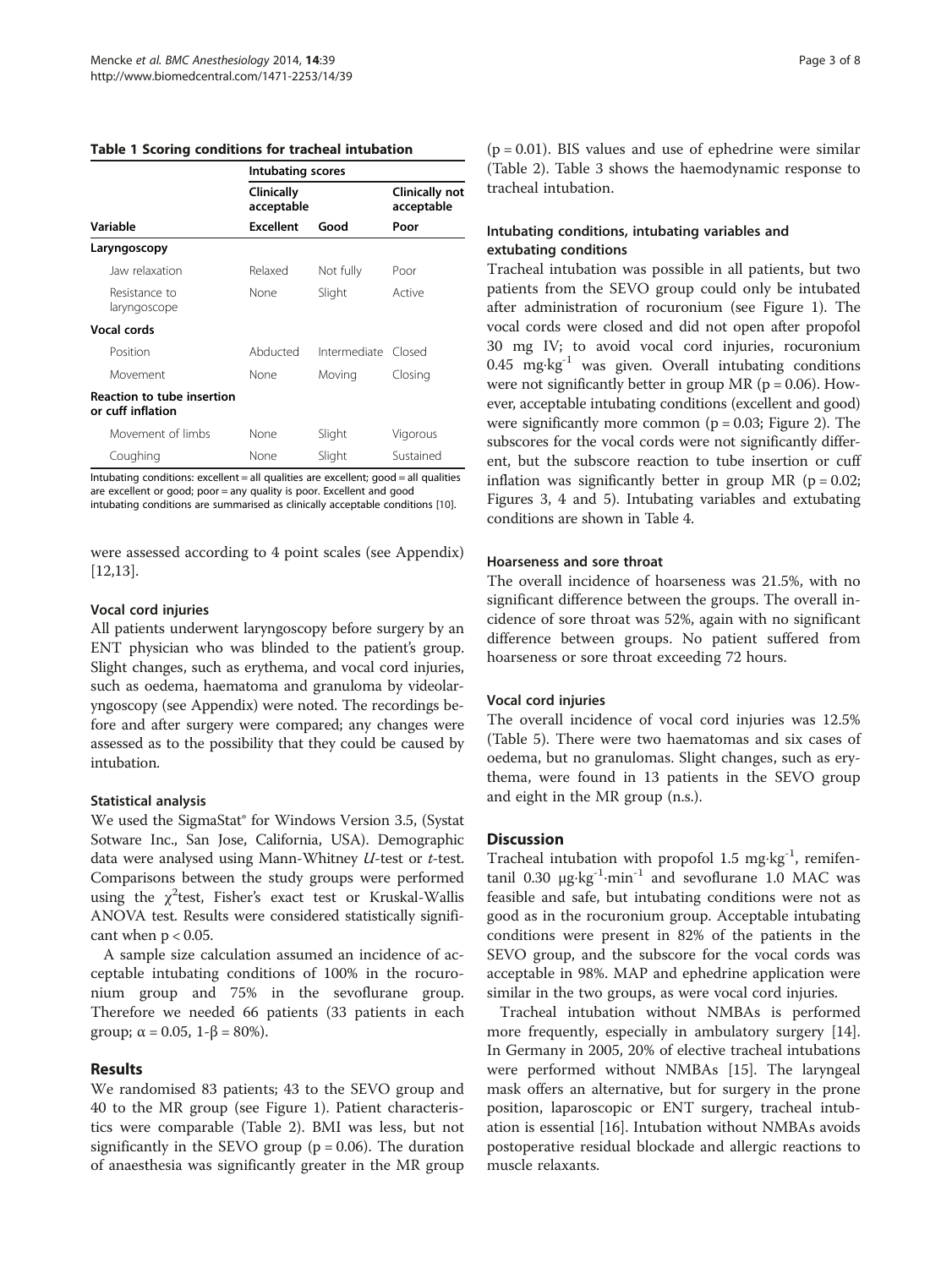**Table 1 Scoring conditions for tracheal intubation**

| | Intubating scores | | |
|---|---|---|---|
| | Clinically acceptable | | Clinically not acceptable |
| **Variable** | **Excellent** | **Good** | **Poor** |
| **Laryngoscopy** | | | |
| Jaw relaxation | Relaxed | Not fully | Poor |
| Resistance to laryngoscope | None | Slight | Active |
| **Vocal cords** | | | |
| Position | Abducted | Intermediate | Closed |
| Movement | None | Moving | Closing |
| **Reaction to tube insertion or cuff inflation** | | | |
| Movement of limbs | None | Slight | Vigorous |
| Coughing | None | Slight | Sustained |

Intubating conditions: excellent = all qualities are excellent; good = all qualities are excellent or good; poor = any quality is poor. Excellent and good intubating conditions are summarised as clinically acceptable conditions [10].

were assessed according to 4 point scales (see Appendix) [12,13].

### Vocal cord injuries

All patients underwent laryngoscopy before surgery by an ENT physician who was blinded to the patient's group. Slight changes, such as erythema, and vocal cord injuries, such as oedema, haematoma and granuloma by videolaryngoscopy (see Appendix) were noted. The recordings before and after surgery were compared; any changes were assessed as to the possibility that they could be caused by intubation.

### Statistical analysis

We used the SigmaStat® for Windows Version 3.5, (Systat Sotware Inc., San Jose, California, USA). Demographic data were analysed using Mann-Whitney *U*-test or *t*-test. Comparisons between the study groups were performed using the $\chi^2$test, Fisher's exact test or Kruskal-Wallis ANOVA test. Results were considered statistically significant when $p < 0.05$.

A sample size calculation assumed an incidence of acceptable intubating conditions of 100% in the rocuronium group and 75% in the sevoflurane group. Therefore we needed 66 patients (33 patients in each group; $\alpha = 0.05$, $1\text{-}\beta = 80\%$).

## Results

We randomised 83 patients; 43 to the SEVO group and 40 to the MR group (see Figure 1). Patient characteristics were comparable (Table 2). BMI was less, but not significantly in the SEVO group ($p = 0.06$). The duration of anaesthesia was significantly greater in the MR group ($p = 0.01$). BIS values and use of ephedrine were similar (Table 2). Table 3 shows the haemodynamic response to tracheal intubation.

### Intubating conditions, intubating variables and extubating conditions

Tracheal intubation was possible in all patients, but two patients from the SEVO group could only be intubated after administration of rocuronium (see Figure 1). The vocal cords were closed and did not open after propofol 30 mg IV; to avoid vocal cord injuries, rocuronium 0.45 $mg{\cdot}kg^{-1}$ was given. Overall intubating conditions were not significantly better in group MR ($p = 0.06$). However, acceptable intubating conditions (excellent and good) were significantly more common ($p = 0.03$; Figure 2). The subscores for the vocal cords were not significantly different, but the subscore reaction to tube insertion or cuff inflation was significantly better in group MR ($p = 0.02$; Figures 3, 4 and 5). Intubating variables and extubating conditions are shown in Table 4.

### Hoarseness and sore throat

The overall incidence of hoarseness was 21.5%, with no significant difference between the groups. The overall incidence of sore throat was 52%, again with no significant difference between groups. No patient suffered from hoarseness or sore throat exceeding 72 hours.

### Vocal cord injuries

The overall incidence of vocal cord injuries was 12.5% (Table 5). There were two haematomas and six cases of oedema, but no granulomas. Slight changes, such as erythema, were found in 13 patients in the SEVO group and eight in the MR group (n.s.).

## Discussion

Tracheal intubation with propofol 1.5 $mg{\cdot}kg^{-1}$, remifentanil 0.30 $\mu g{\cdot}kg^{-1}{\cdot}min^{-1}$ and sevoflurane 1.0 MAC was feasible and safe, but intubating conditions were not as good as in the rocuronium group. Acceptable intubating conditions were present in 82% of the patients in the SEVO group, and the subscore for the vocal cords was acceptable in 98%. MAP and ephedrine application were similar in the two groups, as were vocal cord injuries.

Tracheal intubation without NMBAs is performed more frequently, especially in ambulatory surgery [14]. In Germany in 2005, 20% of elective tracheal intubations were performed without NMBAs [15]. The laryngeal mask offers an alternative, but for surgery in the prone position, laparoscopic or ENT surgery, tracheal intubation is essential [16]. Intubation without NMBAs avoids postoperative residual blockade and allergic reactions to muscle relaxants.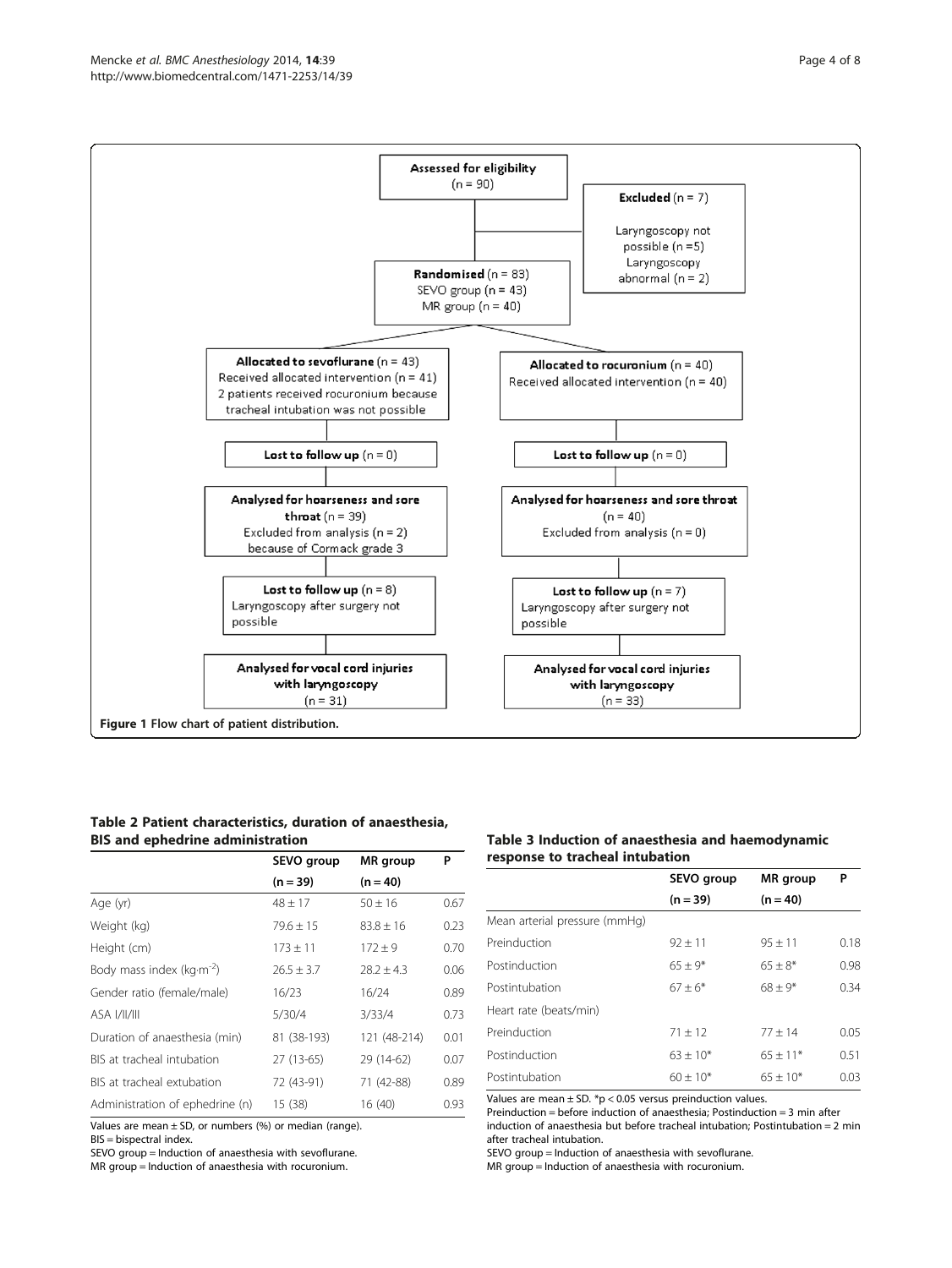Assessed for eligibility (n = 90)

Excluded (n = 7)
Laryngoscopy not possible (n = 5)
Laryngoscopy abnormal (n = 2)

Randomised (n = 83)
SEVO group (n = 43)
MR group (n = 40)

Allocated to sevoflurane (n = 43)
Received allocated intervention (n = 41)
2 patients received rocuronium because tracheal intubation was not possible

Allocated to rocuronium (n = 40)
Received allocated intervention (n = 40)

Lost to follow up (n = 0)

Lost to follow up (n = 0)

Analysed for hoarseness and sore throat (n = 39)
Excluded from analysis (n = 2) because of Cormack grade 3

Analysed for hoarseness and sore throat (n = 40)
Excluded from analysis (n = 0)

Lost to follow up (n = 8)
Laryngoscopy after surgery not possible

Lost to follow up (n = 7)
Laryngoscopy after surgery not possible

Analysed for vocal cord injuries with laryngoscopy (n = 31)

Analysed for vocal cord injuries with laryngoscopy (n = 33)

**Figure 1** Flow chart of patient distribution.

**Table 2 Patient characteristics, duration of anaesthesia, BIS and ephedrine administration**

| | SEVO group (n = 39) | MR group (n = 40) | P |
|---|---|---|---|
| Age (yr) | 48 ± 17 | 50 ± 16 | 0.67 |
| Weight (kg) | 79.6 ± 15 | 83.8 ± 16 | 0.23 |
| Height (cm) | 173 ± 11 | 172 ± 9 | 0.70 |
| Body mass index ($kg \cdot m^{-2}$) | 26.5 ± 3.7 | 28.2 ± 4.3 | 0.06 |
| Gender ratio (female/male) | 16/23 | 16/24 | 0.89 |
| ASA I/II/III | 5/30/4 | 3/33/4 | 0.73 |
| Duration of anaesthesia (min) | 81 (38-193) | 121 (48-214) | 0.01 |
| BIS at tracheal intubation | 27 (13-65) | 29 (14-62) | 0.07 |
| BIS at tracheal extubation | 72 (43-91) | 71 (42-88) | 0.89 |
| Administration of ephedrine (n) | 15 (38) | 16 (40) | 0.93 |

Values are mean ± SD, or numbers (%) or median (range).
BIS = bispectral index.
SEVO group = Induction of anaesthesia with sevoflurane.
MR group = Induction of anaesthesia with rocuronium.

**Table 3 Induction of anaesthesia and haemodynamic response to tracheal intubation**

| | SEVO group (n = 39) | MR group (n = 40) | P |
|---|---|---|---|
| Mean arterial pressure (mmHg) | | | |
| Preinduction | 92 ± 11 | 95 ± 11 | 0.18 |
| Postinduction | 65 ± 9* | 65 ± 8* | 0.98 |
| Postintubation | 67 ± 6* | 68 ± 9* | 0.34 |
| Heart rate (beats/min) | | | |
| Preinduction | 71 ± 12 | 77 ± 14 | 0.05 |
| Postinduction | 63 ± 10* | 65 ± 11* | 0.51 |
| Postintubation | 60 ± 10* | 65 ± 10* | 0.03 |

Values are mean ± SD. *$p < 0.05$ versus preinduction values.
Preinduction = before induction of anaesthesia; Postinduction = 3 min after induction of anaesthesia but before tracheal intubation; Postintubation = 2 min after tracheal intubation.
SEVO group = Induction of anaesthesia with sevoflurane.
MR group = Induction of anaesthesia with rocuronium.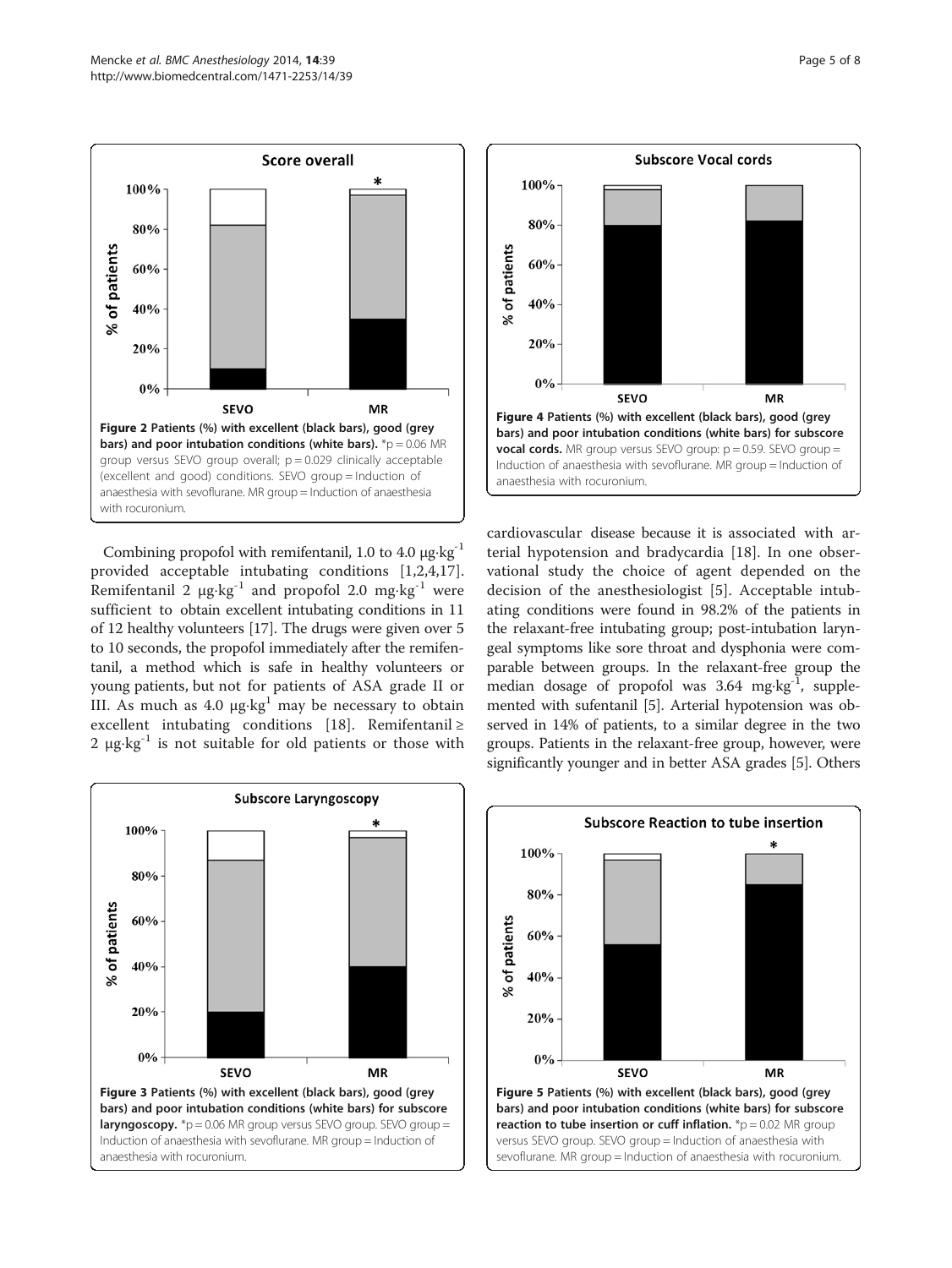Figure 2 Patients (%) with excellent (black bars), good (grey bars) and poor intubation conditions (white bars). *p = 0.06 MR group versus SEVO group overall; p = 0.029 clinically acceptable (excellent and good) conditions. SEVO group = Induction of anaesthesia with sevoflurane. MR group = Induction of anaesthesia with rocuronium.

Figure 4 Patients (%) with excellent (black bars), good (grey bars) and poor intubation conditions (white bars) for subscore vocal cords. MR group versus SEVO group: p = 0.59. SEVO group = Induction of anaesthesia with sevoflurane. MR group = Induction of anaesthesia with rocuronium.

Combining propofol with remifentanil, 1.0 to 4.0 $\mu g \cdot kg^{-1}$ provided acceptable intubating conditions [1,2,4,17]. Remifentanil 2 $\mu g \cdot kg^{-1}$ and propofol 2.0 $mg \cdot kg^{-1}$ were sufficient to obtain excellent intubating conditions in 11 of 12 healthy volunteers [17]. The drugs were given over 5 to 10 seconds, the propofol immediately after the remifentanil, a method which is safe in healthy volunteers or young patients, but not for patients of ASA grade II or III. As much as 4.0 $\mu g \cdot kg^{1}$ may be necessary to obtain excellent intubating conditions [18]. Remifentanil ≥ 2 $\mu g \cdot kg^{-1}$ is not suitable for old patients or those with cardiovascular disease because it is associated with arterial hypotension and bradycardia [18]. In one observational study the choice of agent depended on the decision of the anesthesiologist [5]. Acceptable intubating conditions were found in 98.2% of the patients in the relaxant-free intubating group; post-intubation laryngeal symptoms like sore throat and dysphonia were comparable between groups. In the relaxant-free group the median dosage of propofol was 3.64 $mg \cdot kg^{-1}$, supplemented with sufentanil [5]. Arterial hypotension was observed in 14% of patients, to a similar degree in the two groups. Patients in the relaxant-free group, however, were significantly younger and in better ASA grades [5]. Others

Figure 3 Patients (%) with excellent (black bars), good (grey bars) and poor intubation conditions (white bars) for subscore laryngoscopy. *p = 0.06 MR group versus SEVO group. SEVO group = Induction of anaesthesia with sevoflurane. MR group = Induction of anaesthesia with rocuronium.

Figure 5 Patients (%) with excellent (black bars), good (grey bars) and poor intubation conditions (white bars) for subscore reaction to tube insertion or cuff inflation. *p = 0.02 MR group versus SEVO group. SEVO group = Induction of anaesthesia with sevoflurane. MR group = Induction of anaesthesia with rocuronium.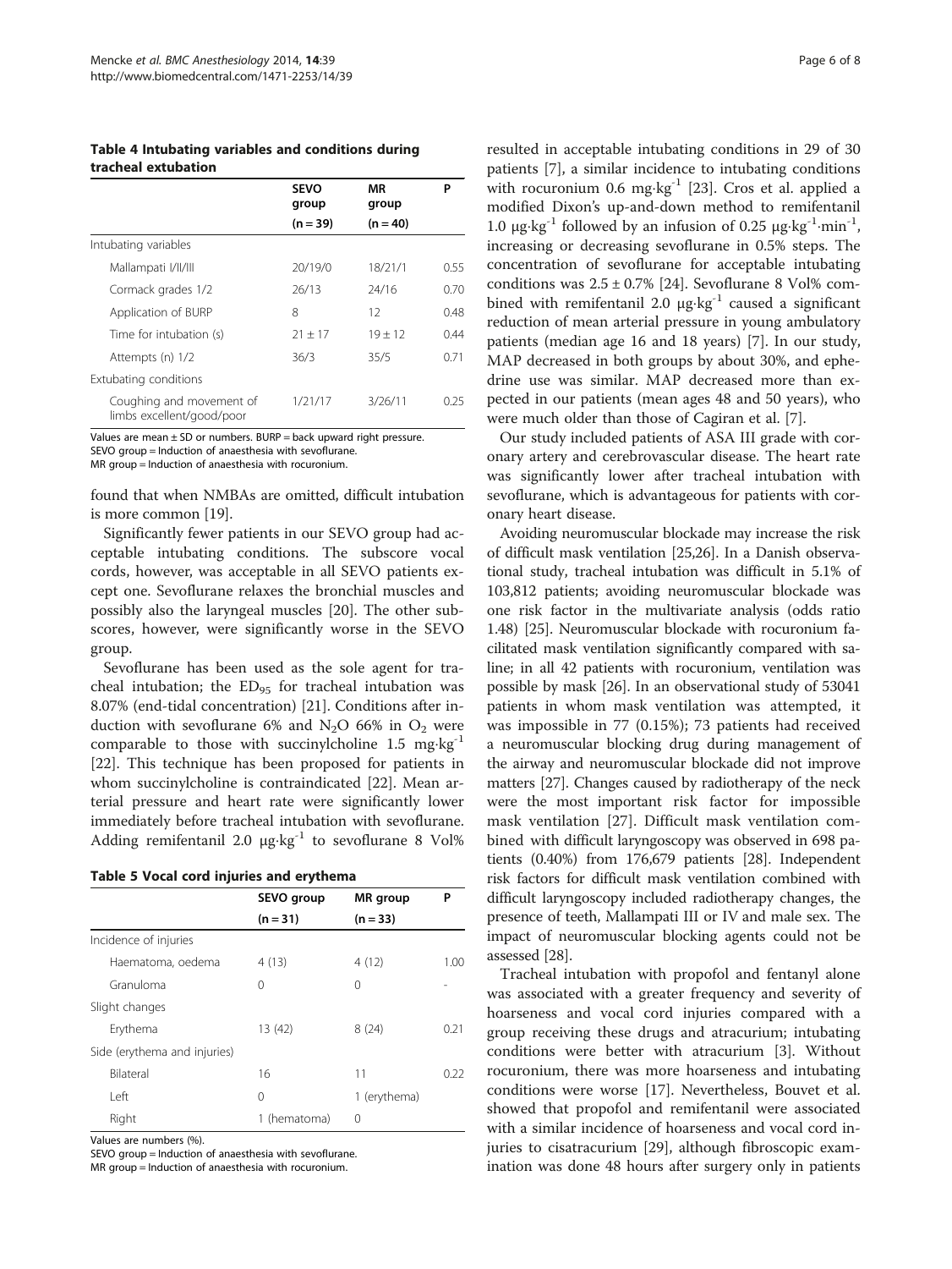**Table 4 Intubating variables and conditions during tracheal extubation**

| | SEVO group (n = 39) | MR group (n = 40) | P |
|---|---|---|---|
| Intubating variables | | | |
| Mallampati I/II/III | 20/19/0 | 18/21/1 | 0.55 |
| Cormack grades 1/2 | 26/13 | 24/16 | 0.70 |
| Application of BURP | 8 | 12 | 0.48 |
| Time for intubation (s) | 21 ± 17 | 19 ± 12 | 0.44 |
| Attempts (n) 1/2 | 36/3 | 35/5 | 0.71 |
| Extubating conditions | | | |
| Coughing and movement of limbs excellent/good/poor | 1/21/17 | 3/26/11 | 0.25 |

Values are mean ± SD or numbers. BURP = back upward right pressure.
SEVO group = Induction of anaesthesia with sevoflurane.
MR group = Induction of anaesthesia with rocuronium.

found that when NMBAs are omitted, difficult intubation is more common [19].

Significantly fewer patients in our SEVO group had acceptable intubating conditions. The subscore vocal cords, however, was acceptable in all SEVO patients except one. Sevoflurane relaxes the bronchial muscles and possibly also the laryngeal muscles [20]. The other subscores, however, were significantly worse in the SEVO group.

Sevoflurane has been used as the sole agent for tracheal intubation; the $ED_{95}$ for tracheal intubation was 8.07% (end-tidal concentration) [21]. Conditions after induction with sevoflurane 6% and $N_2O$ 66% in $O_2$ were comparable to those with succinylcholine 1.5 mg·kg$^{-1}$ [22]. This technique has been proposed for patients in whom succinylcholine is contraindicated [22]. Mean arterial pressure and heart rate were significantly lower immediately before tracheal intubation with sevoflurane. Adding remifentanil 2.0 μg·kg$^{-1}$ to sevoflurane 8 Vol%

**Table 5 Vocal cord injuries and erythema**

| | SEVO group (n = 31) | MR group (n = 33) | P |
|---|---|---|---|
| Incidence of injuries | | | |
| Haematoma, oedema | 4 (13) | 4 (12) | 1.00 |
| Granuloma | 0 | 0 | - |
| Slight changes | | | |
| Erythema | 13 (42) | 8 (24) | 0.21 |
| Side (erythema and injuries) | | | |
| Bilateral | 16 | 11 | 0.22 |
| Left | 0 | 1 (erythema) | |
| Right | 1 (hematoma) | 0 | |

Values are numbers (%).
SEVO group = Induction of anaesthesia with sevoflurane.
MR group = Induction of anaesthesia with rocuronium.

resulted in acceptable intubating conditions in 29 of 30 patients [7], a similar incidence to intubating conditions with rocuronium 0.6 mg·kg$^{-1}$ [23]. Cros et al. applied a modified Dixon's up-and-down method to remifentanil 1.0 μg·kg$^{-1}$ followed by an infusion of 0.25 μg·kg$^{-1}$·min$^{-1}$, increasing or decreasing sevoflurane in 0.5% steps. The concentration of sevoflurane for acceptable intubating conditions was 2.5 ± 0.7% [24]. Sevoflurane 8 Vol% combined with remifentanil 2.0 μg·kg$^{-1}$ caused a significant reduction of mean arterial pressure in young ambulatory patients (median age 16 and 18 years) [7]. In our study, MAP decreased in both groups by about 30%, and ephedrine use was similar. MAP decreased more than expected in our patients (mean ages 48 and 50 years), who were much older than those of Cagiran et al. [7].

Our study included patients of ASA III grade with coronary artery and cerebrovascular disease. The heart rate was significantly lower after tracheal intubation with sevoflurane, which is advantageous for patients with coronary heart disease.

Avoiding neuromuscular blockade may increase the risk of difficult mask ventilation [25,26]. In a Danish observational study, tracheal intubation was difficult in 5.1% of 103,812 patients; avoiding neuromuscular blockade was one risk factor in the multivariate analysis (odds ratio 1.48) [25]. Neuromuscular blockade with rocuronium facilitated mask ventilation significantly compared with saline; in all 42 patients with rocuronium, ventilation was possible by mask [26]. In an observational study of 53041 patients in whom mask ventilation was attempted, it was impossible in 77 (0.15%); 73 patients had received a neuromuscular blocking drug during management of the airway and neuromuscular blockade did not improve matters [27]. Changes caused by radiotherapy of the neck were the most important risk factor for impossible mask ventilation [27]. Difficult mask ventilation combined with difficult laryngoscopy was observed in 698 patients (0.40%) from 176,679 patients [28]. Independent risk factors for difficult mask ventilation combined with difficult laryngoscopy included radiotherapy changes, the presence of teeth, Mallampati III or IV and male sex. The impact of neuromuscular blocking agents could not be assessed [28].

Tracheal intubation with propofol and fentanyl alone was associated with a greater frequency and severity of hoarseness and vocal cord injuries compared with a group receiving these drugs and atracurium; intubating conditions were better with atracurium [3]. Without rocuronium, there was more hoarseness and intubating conditions were worse [17]. Nevertheless, Bouvet et al. showed that propofol and remifentanil were associated with a similar incidence of hoarseness and vocal cord injuries to cisatracurium [29], although fibroscopic examination was done 48 hours after surgery only in patients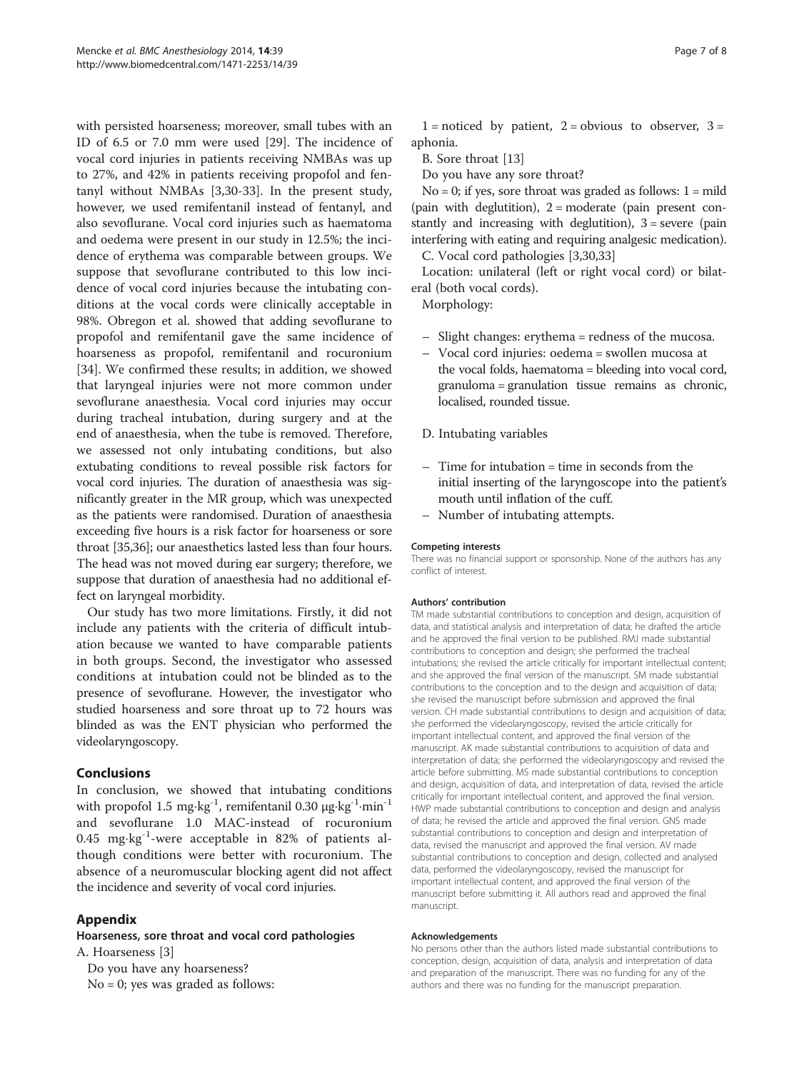with persisted hoarseness; moreover, small tubes with an ID of 6.5 or 7.0 mm were used [29]. The incidence of vocal cord injuries in patients receiving NMBAs was up to 27%, and 42% in patients receiving propofol and fentanyl without NMBAs [3,30-33]. In the present study, however, we used remifentanil instead of fentanyl, and also sevoflurane. Vocal cord injuries such as haematoma and oedema were present in our study in 12.5%; the incidence of erythema was comparable between groups. We suppose that sevoflurane contributed to this low incidence of vocal cord injuries because the intubating conditions at the vocal cords were clinically acceptable in 98%. Obregon et al. showed that adding sevoflurane to propofol and remifentanil gave the same incidence of hoarseness as propofol, remifentanil and rocuronium [34]. We confirmed these results; in addition, we showed that laryngeal injuries were not more common under sevoflurane anaesthesia. Vocal cord injuries may occur during tracheal intubation, during surgery and at the end of anaesthesia, when the tube is removed. Therefore, we assessed not only intubating conditions, but also extubating conditions to reveal possible risk factors for vocal cord injuries. The duration of anaesthesia was significantly greater in the MR group, which was unexpected as the patients were randomised. Duration of anaesthesia exceeding five hours is a risk factor for hoarseness or sore throat [35,36]; our anaesthetics lasted less than four hours. The head was not moved during ear surgery; therefore, we suppose that duration of anaesthesia had no additional effect on laryngeal morbidity.

Our study has two more limitations. Firstly, it did not include any patients with the criteria of difficult intubation because we wanted to have comparable patients in both groups. Second, the investigator who assessed conditions at intubation could not be blinded as to the presence of sevoflurane. However, the investigator who studied hoarseness and sore throat up to 72 hours was blinded as was the ENT physician who performed the videolaryngoscopy.

## Conclusions

In conclusion, we showed that intubating conditions with propofol 1.5 $mg \cdot kg^{-1}$, remifentanil 0.30 $\mu g \cdot kg^{-1} \cdot min^{-1}$ and sevoflurane 1.0 MAC-instead of rocuronium 0.45 $mg \cdot kg^{-1}$-were acceptable in 82% of patients although conditions were better with rocuronium. The absence of a neuromuscular blocking agent did not affect the incidence and severity of vocal cord injuries.

## Appendix

### Hoarseness, sore throat and vocal cord pathologies

A. Hoarseness [3]

Do you have any hoarseness?

No = 0; yes was graded as follows: 1 = noticed by patient, 2 = obvious to observer, 3 = aphonia.

B. Sore throat [13]

Do you have any sore throat?

No = 0; if yes, sore throat was graded as follows: 1 = mild (pain with deglutition), 2 = moderate (pain present constantly and increasing with deglutition), 3 = severe (pain interfering with eating and requiring analgesic medication).

C. Vocal cord pathologies [3,30,33]

Location: unilateral (left or right vocal cord) or bilateral (both vocal cords).

Morphology:

- Slight changes: erythema = redness of the mucosa.
- Vocal cord injuries: oedema = swollen mucosa at the vocal folds, haematoma = bleeding into vocal cord, granuloma = granulation tissue remains as chronic, localised, rounded tissue.

D. Intubating variables

- Time for intubation = time in seconds from the initial inserting of the laryngoscope into the patient's mouth until inflation of the cuff.
- Number of intubating attempts.

#### Competing interests

There was no financial support or sponsorship. None of the authors has any conflict of interest.

#### Authors' contribution

TM made substantial contributions to conception and design, acquisition of data, and statistical analysis and interpretation of data; he drafted the article and he approved the final version to be published. RMJ made substantial contributions to conception and design; she performed the tracheal intubations; she revised the article critically for important intellectual content; and she approved the final version of the manuscript. SM made substantial contributions to the conception and to the design and acquisition of data; she revised the manuscript before submission and approved the final version. CH made substantial contributions to design and acquisition of data; she performed the videolaryngoscopy, revised the article critically for important intellectual content, and approved the final version of the manuscript. AK made substantial contributions to acquisition of data and interpretation of data; she performed the videolaryngoscopy and revised the article before submitting. MS made substantial contributions to conception and design, acquisition of data, and interpretation of data, revised the article critically for important intellectual content, and approved the final version. HWP made substantial contributions to conception and design and analysis of data; he revised the article and approved the final version. GNS made substantial contributions to conception and design and interpretation of data, revised the manuscript and approved the final version. AV made substantial contributions to conception and design, collected and analysed data, performed the videolaryngoscopy, revised the manuscript for important intellectual content, and approved the final version of the manuscript before submitting it. All authors read and approved the final manuscript.

#### Acknowledgements

No persons other than the authors listed made substantial contributions to conception, design, acquisition of data, analysis and interpretation of data and preparation of the manuscript. There was no funding for any of the authors and there was no funding for the manuscript preparation.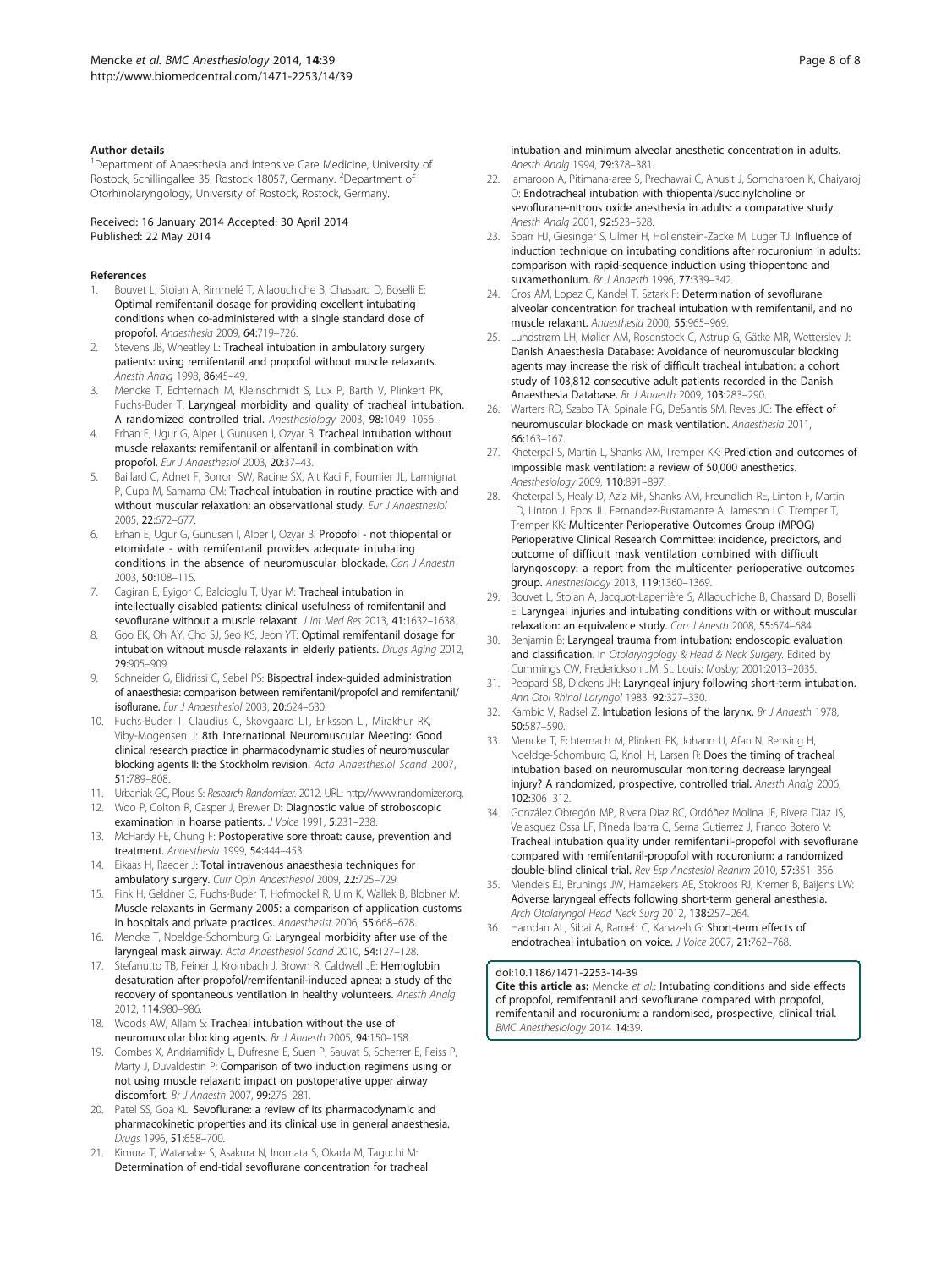## Author details

[1]Department of Anaesthesia and Intensive Care Medicine, University of Rostock, Schillingallee 35, Rostock 18057, Germany. [2]Department of Otorhinolaryngology, University of Rostock, Rostock, Germany.

Received: 16 January 2014 Accepted: 30 April 2014
Published: 22 May 2014

## References

1. Bouvet L, Stoian A, Rimmelé T, Allaouchiche B, Chassard D, Boselli E: Optimal remifentanil dosage for providing excellent intubating conditions when co-administered with a single standard dose of propofol. *Anaesthesia* 2009, **64**:719–726.
2. Stevens JB, Wheatley L: Tracheal intubation in ambulatory surgery patients: using remifentanil and propofol without muscle relaxants. *Anesth Analg* 1998, **86**:45–49.
3. Mencke T, Echternach M, Kleinschmidt S, Lux P, Barth V, Plinkert PK, Fuchs-Buder T: Laryngeal morbidity and quality of tracheal intubation. A randomized controlled trial. *Anesthesiology* 2003, **98**:1049–1056.
4. Erhan E, Ugur G, Alper I, Gunusen I, Ozyar B: Tracheal intubation without muscle relaxants: remifentanil or alfentanil in combination with propofol. *Eur J Anaesthesiol* 2003, **20**:37–43.
5. Baillard C, Adnet F, Borron SW, Racine SX, Ait Kaci F, Fournier JL, Larmignat P, Cupa M, Samama CM: Tracheal intubation in routine practice with and without muscular relaxation: an observational study. *Eur J Anaesthesiol* 2005, **22**:672–677.
6. Erhan E, Ugur G, Gunusen I, Alper I, Ozyar B: Propofol - not thiopental or etomidate - with remifentanil provides adequate intubating conditions in the absence of neuromuscular blockade. *Can J Anaesth* 2003, **50**:108–115.
7. Cagiran E, Eyigor C, Balcioglu T, Uyar M: Tracheal intubation in intellectually disabled patients: clinical usefulness of remifentanil and sevoflurane without a muscle relaxant. *J Int Med Res* 2013, **41**:1632–1638.
8. Goo EK, Oh AY, Cho SJ, Seo KS, Jeon YT: Optimal remifentanil dosage for intubation without muscle relaxants in elderly patients. *Drugs Aging* 2012, **29**:905–909.
9. Schneider G, Elidrissi C, Sebel PS: Bispectral index-guided administration of anaesthesia: comparison between remifentanil/propofol and remifentanil/isoflurane. *Eur J Anaesthesiol* 2003, **20**:624–630.
10. Fuchs-Buder T, Claudius C, Skovgaard LT, Eriksson LI, Mirakhur RK, Viby-Mogensen J: 8th International Neuromuscular Meeting: Good clinical research practice in pharmacodynamic studies of neuromuscular blocking agents II: the Stockholm revision. *Acta Anaesthesiol Scand* 2007, **51**:789–808.
11. Urbaniak GC, Plous S: *Research Randomizer*. 2012. URL: http://www.randomizer.org.
12. Woo P, Colton R, Casper J, Brewer D: Diagnostic value of stroboscopic examination in hoarse patients. *J Voice* 1991, **5**:231–238.
13. McHardy FE, Chung F: Postoperative sore throat: cause, prevention and treatment. *Anaesthesia* 1999, **54**:444–453.
14. Eikaas H, Raeder J: Total intravenous anaesthesia techniques for ambulatory surgery. *Curr Opin Anaesthesiol* 2009, **22**:725–729.
15. Fink H, Geldner G, Fuchs-Buder T, Hofmockel R, Ulm K, Wallek B, Blobner M: Muscle relaxants in Germany 2005: a comparison of application customs in hospitals and private practices. *Anaesthesist* 2006, **55**:668–678.
16. Mencke T, Noeldge-Schomburg G: Laryngeal morbidity after use of the laryngeal mask airway. *Acta Anaesthesiol Scand* 2010, **54**:127–128.
17. Stefanutto TB, Feiner J, Krombach J, Brown R, Caldwell JE: Hemoglobin desaturation after propofol/remifentanil-induced apnea: a study of the recovery of spontaneous ventilation in healthy volunteers. *Anesth Analg* 2012, **114**:980–986.
18. Woods AW, Allam S: Tracheal intubation without the use of neuromuscular blocking agents. *Br J Anaesth* 2005, **94**:150–158.
19. Combes X, Andriamifidy L, Dufresne E, Suen P, Sauvat S, Scherrer E, Feiss P, Marty J, Duvaldestin P: Comparison of two induction regimens using or not using muscle relaxant: impact on postoperative upper airway discomfort. *Br J Anaesth* 2007, **99**:276–281.
20. Patel SS, Goa KL: Sevoflurane: a review of its pharmacodynamic and pharmacokinetic properties and its clinical use in general anaesthesia. *Drugs* 1996, **51**:658–700.
21. Kimura T, Watanabe S, Asakura N, Inomata S, Okada M, Taguchi M: Determination of end-tidal sevoflurane concentration for tracheal intubation and minimum alveolar anesthetic concentration in adults. *Anesth Analg* 1994, **79**:378–381.
22. Iamaroon A, Pitimana-aree S, Prechawai C, Anusit J, Somcharoen K, Chaiyaroj O: Endotracheal intubation with thiopental/succinylcholine or sevoflurane-nitrous oxide anesthesia in adults: a comparative study. *Anesth Analg* 2001, **92**:523–528.
23. Sparr HJ, Giesinger S, Ulmer H, Hollenstein-Zacke M, Luger TJ: Influence of induction technique on intubating conditions after rocuronium in adults: comparison with rapid-sequence induction using thiopentone and suxamethonium. *Br J Anaesth* 1996, **77**:339–342.
24. Cros AM, Lopez C, Kandel T, Sztark F: Determination of sevoflurane alveolar concentration for tracheal intubation with remifentanil, and no muscle relaxant. *Anaesthesia* 2000, **55**:965–969.
25. Lundstrøm LH, Møller AM, Rosenstock C, Astrup G, Gätke MR, Wetterslev J: Danish Anaesthesia Database: Avoidance of neuromuscular blocking agents may increase the risk of difficult tracheal intubation: a cohort study of 103,812 consecutive adult patients recorded in the Danish Anaesthesia Database. *Br J Anaesth* 2009, **103**:283–290.
26. Warters RD, Szabo TA, Spinale FG, DeSantis SM, Reves JG: The effect of neuromuscular blockade on mask ventilation. *Anaesthesia* 2011, **66**:163–167.
27. Kheterpal S, Martin L, Shanks AM, Tremper KK: Prediction and outcomes of impossible mask ventilation: a review of 50,000 anesthetics. *Anesthesiology* 2009, **110**:891–897.
28. Kheterpal S, Healy D, Aziz MF, Shanks AM, Freundlich RE, Linton F, Martin LD, Linton J, Epps JL, Fernandez-Bustamante A, Jameson LC, Tremper T, Tremper KK: Multicenter Perioperative Outcomes Group (MPOG) Perioperative Clinical Research Committee: incidence, predictors, and outcome of difficult mask ventilation combined with difficult laryngoscopy: a report from the multicenter perioperative outcomes group. *Anesthesiology* 2013, **119**:1360–1369.
29. Bouvet L, Stoian A, Jacquot-Laperrière S, Allaouchiche B, Chassard D, Boselli E: Laryngeal injuries and intubating conditions with or without muscular relaxation: an equivalence study. *Can J Anesth* 2008, **55**:674–684.
30. Benjamin B: Laryngeal trauma from intubation: endoscopic evaluation and classification. In *Otolaryngology & Head & Neck Surgery*. Edited by Cummings CW, Frederickson JM. St. Louis: Mosby; 2001:2013–2035.
31. Peppard SB, Dickens JH: Laryngeal injury following short-term intubation. *Ann Otol Rhinol Laryngol* 1983, **92**:327–330.
32. Kambic V, Radsel Z: Intubation lesions of the larynx. *Br J Anaesth* 1978, **50**:587–590.
33. Mencke T, Echternach M, Plinkert PK, Johann U, Afan N, Rensing H, Noeldge-Schomburg G, Knoll H, Larsen R: Does the timing of tracheal intubation based on neuromuscular monitoring decrease laryngeal injury? A randomized, prospective, controlled trial. *Anesth Analg* 2006, **102**:306–312.
34. González Obregón MP, Rivera Díaz RC, Ordóñez Molina JE, Rivera Diaz JS, Velasquez Ossa LF, Pineda Ibarra C, Serna Gutierrez J, Franco Botero V: Tracheal intubation quality under remifentanil-propofol with sevoflurane compared with remifentanil-propofol with rocuronium: a randomized double-blind clinical trial. *Rev Esp Anestesiol Reanim* 2010, **57**:351–356.
35. Mendels EJ, Brunings JW, Hamaekers AE, Stokroos RJ, Kremer B, Baijens LW: Adverse laryngeal effects following short-term general anesthesia. *Arch Otolaryngol Head Neck Surg* 2012, **138**:257–264.
36. Hamdan AL, Sibai A, Rameh C, Kanazeh G: Short-term effects of endotracheal intubation on voice. *J Voice* 2007, **21**:762–768.

doi:10.1186/1471-2253-14-39

**Cite this article as:** Mencke *et al.*: Intubating conditions and side effects of propofol, remifentanil and sevoflurane compared with propofol, remifentanil and rocuronium: a randomised, prospective, clinical trial. *BMC Anesthesiology* 2014 **14**:39.